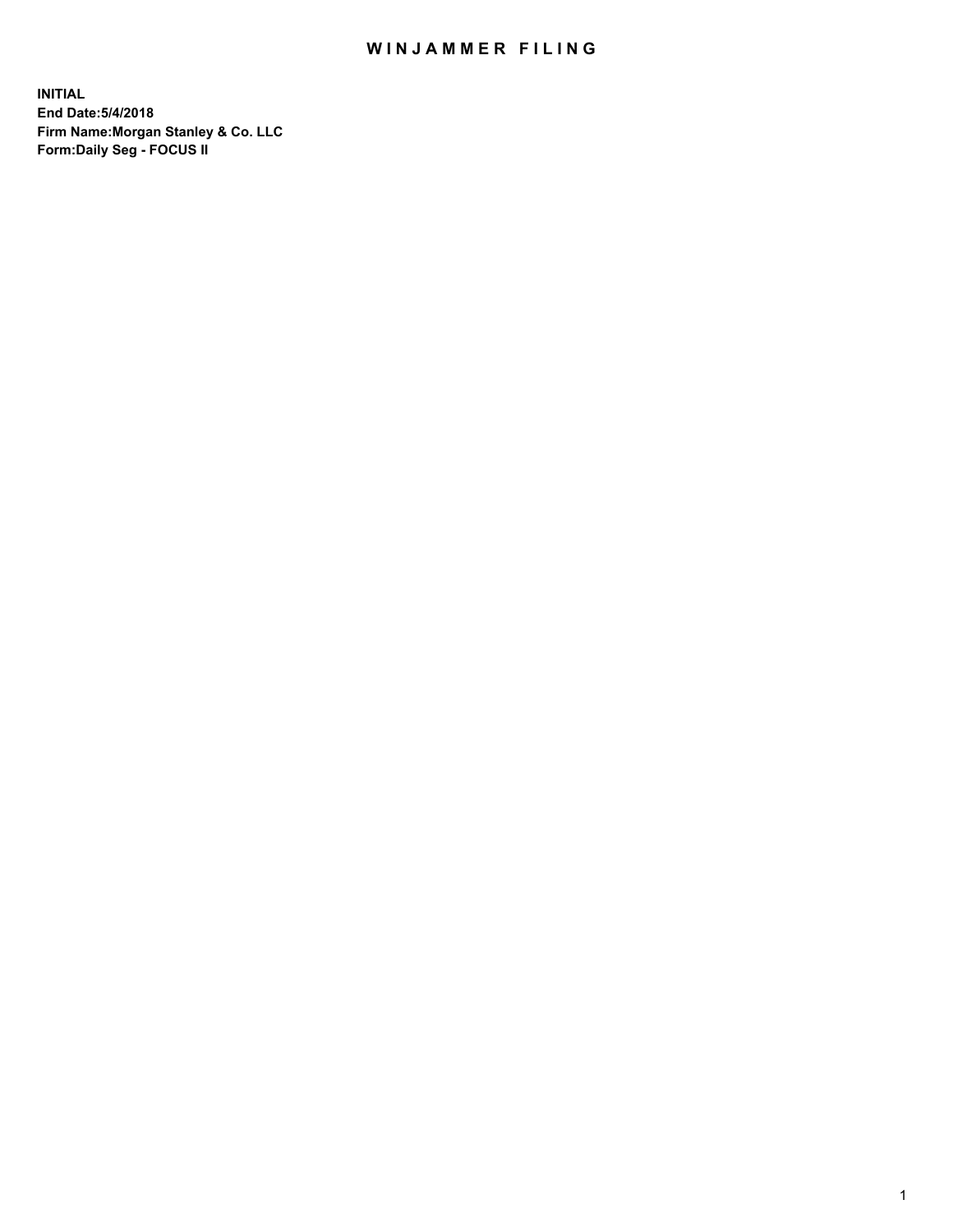# WINJAMMER FILING

**INITIAL**
**End Date:5/4/2018**
**Firm Name:Morgan Stanley & Co. LLC**
**Form:Daily Seg - FOCUS II**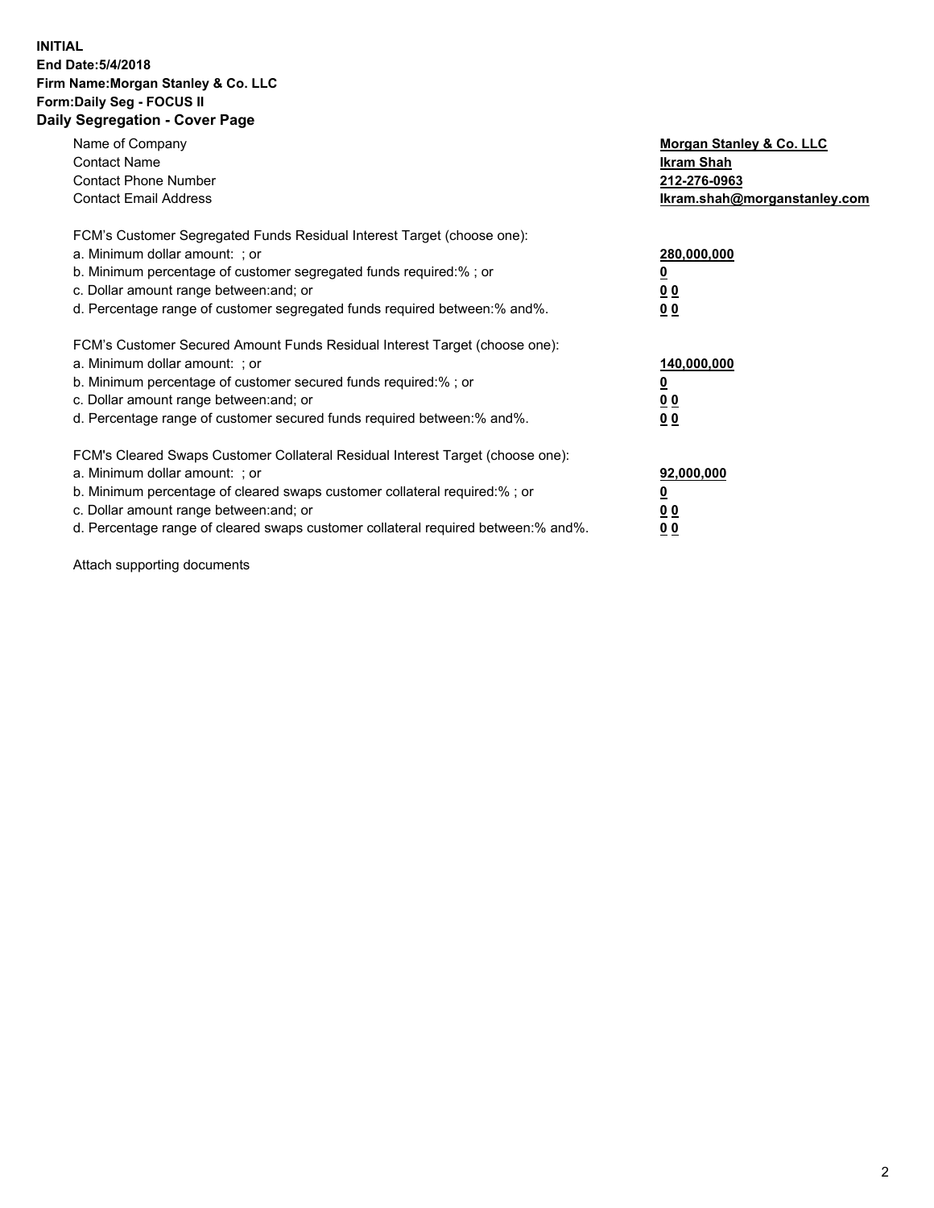**INITIAL**
**End Date:5/4/2018**
**Firm Name:Morgan Stanley & Co. LLC**
**Form:Daily Seg - FOCUS II**
**Daily Segregation - Cover Page**

| | |
|---|---|
| Name of Company | **Morgan Stanley & Co. LLC** |
| Contact Name | **Ikram Shah** |
| Contact Phone Number | **212-276-0963** |
| Contact Email Address | **Ikram.shah@morganstanley.com** |

| | |
|---|---|
| FCM's Customer Segregated Funds Residual Interest Target (choose one): | |
| a. Minimum dollar amount: ; or | **280,000,000** |
| b. Minimum percentage of customer segregated funds required:% ; or | **0** |
| c. Dollar amount range between:and; or | **0 0** |
| d. Percentage range of customer segregated funds required between:% and%. | **0 0** |

| | |
|---|---|
| FCM's Customer Secured Amount Funds Residual Interest Target (choose one): | |
| a. Minimum dollar amount: ; or | **140,000,000** |
| b. Minimum percentage of customer secured funds required:% ; or | **0** |
| c. Dollar amount range between:and; or | **0 0** |
| d. Percentage range of customer secured funds required between:% and%. | **0 0** |

| | |
|---|---|
| FCM's Cleared Swaps Customer Collateral Residual Interest Target (choose one): | |
| a. Minimum dollar amount: ; or | **92,000,000** |
| b. Minimum percentage of cleared swaps customer collateral required:% ; or | **0** |
| c. Dollar amount range between:and; or | **0 0** |
| d. Percentage range of cleared swaps customer collateral required between:% and%. | **0 0** |

Attach supporting documents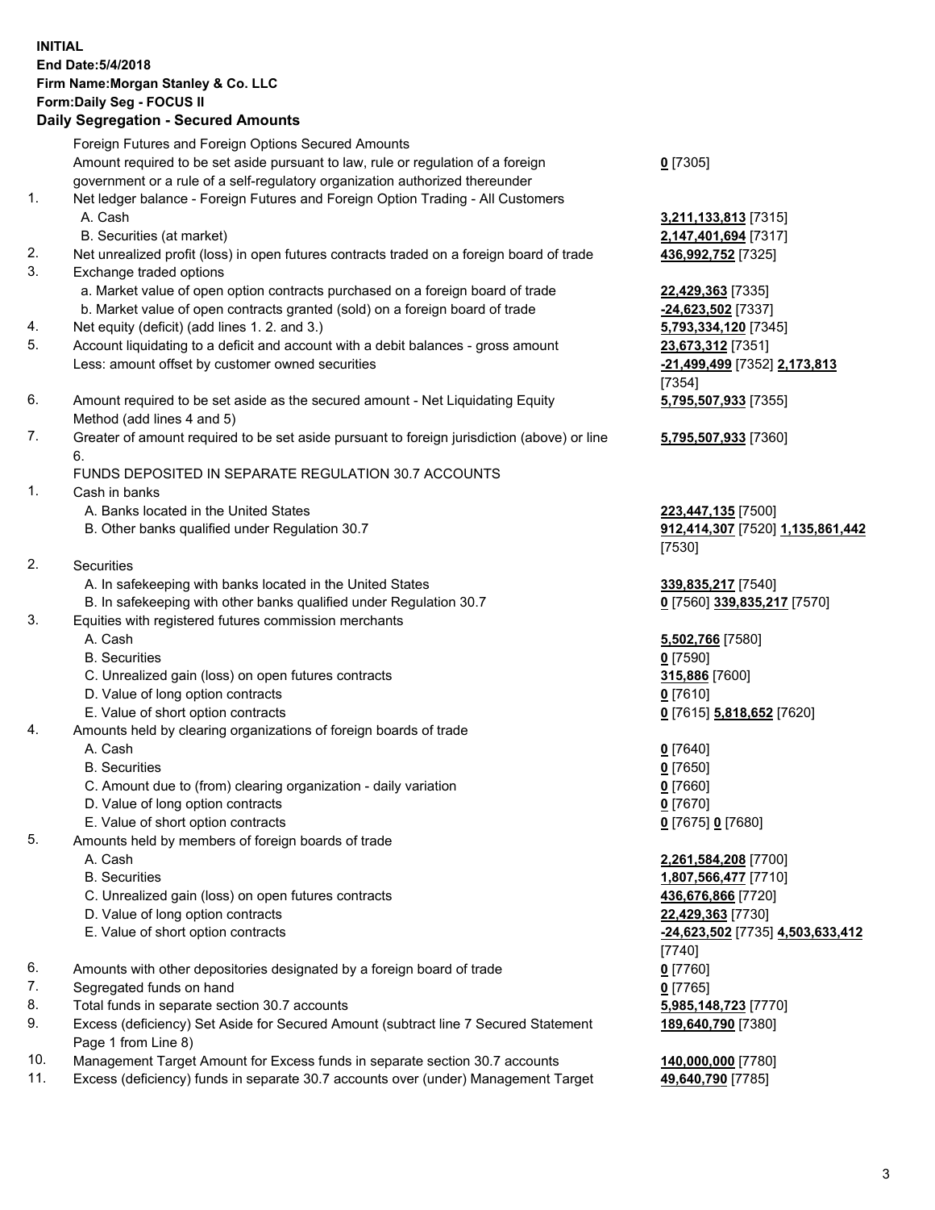**INITIAL**
**End Date:5/4/2018**
**Firm Name:Morgan Stanley & Co. LLC**
**Form:Daily Seg - FOCUS II**
## Daily Segregation - Secured Amounts

| | | |
|---|---|---|
| | Foreign Futures and Foreign Options Secured Amounts | |
| | Amount required to be set aside pursuant to law, rule or regulation of a foreign government or a rule of a self-regulatory organization authorized thereunder | **0** [7305] |
| 1. | Net ledger balance - Foreign Futures and Foreign Option Trading - All Customers | |
| | A. Cash | **3,211,133,813** [7315] |
| | B. Securities (at market) | **2,147,401,694** [7317] |
| 2. | Net unrealized profit (loss) in open futures contracts traded on a foreign board of trade | **436,992,752** [7325] |
| 3. | Exchange traded options | |
| | a. Market value of open option contracts purchased on a foreign board of trade | **22,429,363** [7335] |
| | b. Market value of open contracts granted (sold) on a foreign board of trade | **-24,623,502** [7337] |
| 4. | Net equity (deficit) (add lines 1. 2. and 3.) | **5,793,334,120** [7345] |
| 5. | Account liquidating to a deficit and account with a debit balances - gross amount | **23,673,312** [7351] |
| | Less: amount offset by customer owned securities | **-21,499,499** [7352] **2,173,813** [7354] |
| 6. | Amount required to be set aside as the secured amount - Net Liquidating Equity Method (add lines 4 and 5) | **5,795,507,933** [7355] |
| 7. | Greater of amount required to be set aside pursuant to foreign jurisdiction (above) or line 6. | **5,795,507,933** [7360] |
| | FUNDS DEPOSITED IN SEPARATE REGULATION 30.7 ACCOUNTS | |
| 1. | Cash in banks | |
| | A. Banks located in the United States | **223,447,135** [7500] |
| | B. Other banks qualified under Regulation 30.7 | **912,414,307** [7520] **1,135,861,442** [7530] |
| 2. | Securities | |
| | A. In safekeeping with banks located in the United States | **339,835,217** [7540] |
| | B. In safekeeping with other banks qualified under Regulation 30.7 | **0** [7560] **339,835,217** [7570] |
| 3. | Equities with registered futures commission merchants | |
| | A. Cash | **5,502,766** [7580] |
| | B. Securities | **0** [7590] |
| | C. Unrealized gain (loss) on open futures contracts | **315,886** [7600] |
| | D. Value of long option contracts | **0** [7610] |
| | E. Value of short option contracts | **0** [7615] **5,818,652** [7620] |
| 4. | Amounts held by clearing organizations of foreign boards of trade | |
| | A. Cash | **0** [7640] |
| | B. Securities | **0** [7650] |
| | C. Amount due to (from) clearing organization - daily variation | **0** [7660] |
| | D. Value of long option contracts | **0** [7670] |
| | E. Value of short option contracts | **0** [7675] **0** [7680] |
| 5. | Amounts held by members of foreign boards of trade | |
| | A. Cash | **2,261,584,208** [7700] |
| | B. Securities | **1,807,566,477** [7710] |
| | C. Unrealized gain (loss) on open futures contracts | **436,676,866** [7720] |
| | D. Value of long option contracts | **22,429,363** [7730] |
| | E. Value of short option contracts | **-24,623,502** [7735] **4,503,633,412** [7740] |
| 6. | Amounts with other depositories designated by a foreign board of trade | **0** [7760] |
| 7. | Segregated funds on hand | **0** [7765] |
| 8. | Total funds in separate section 30.7 accounts | **5,985,148,723** [7770] |
| 9. | Excess (deficiency) Set Aside for Secured Amount (subtract line 7 Secured Statement Page 1 from Line 8) | **189,640,790** [7380] |
| 10. | Management Target Amount for Excess funds in separate section 30.7 accounts | **140,000,000** [7780] |
| 11. | Excess (deficiency) funds in separate 30.7 accounts over (under) Management Target | **49,640,790** [7785] |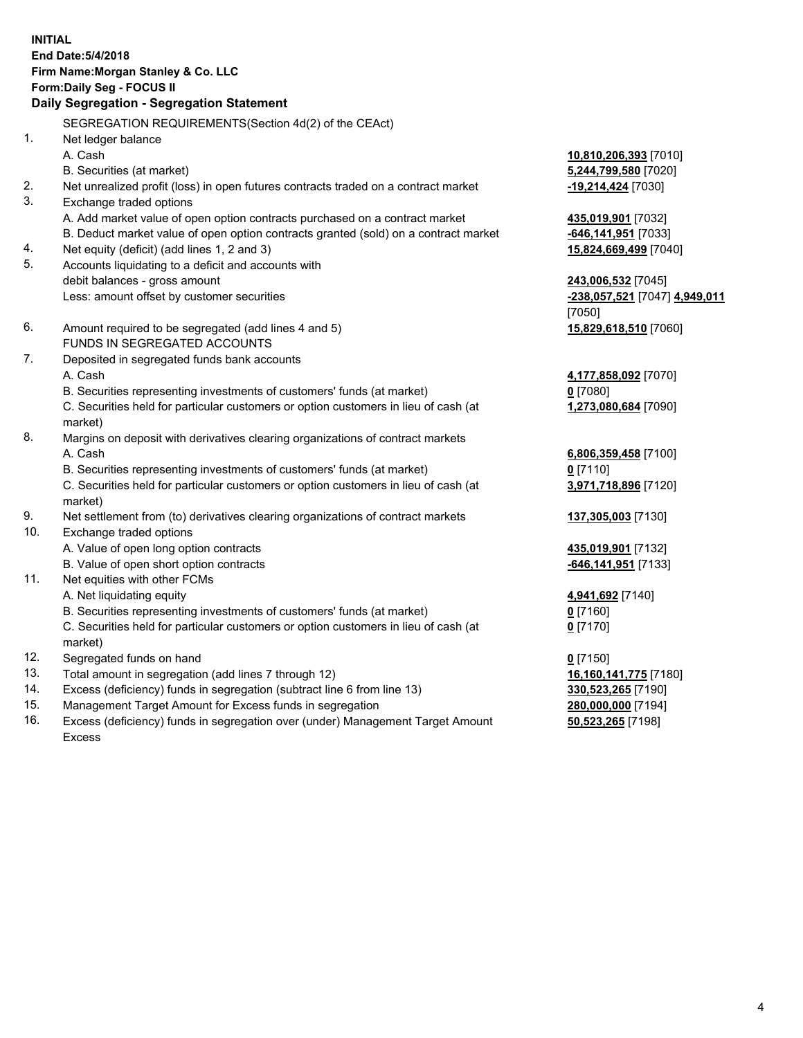**INITIAL**
**End Date:5/4/2018**
**Firm Name:Morgan Stanley & Co. LLC**
**Form:Daily Seg - FOCUS II**
**Daily Segregation - Segregation Statement**

SEGREGATION REQUIREMENTS(Section 4d(2) of the CEAct)

| | | |
|---|---|---|
| 1. | Net ledger balance | |
| | A. Cash | **10,810,206,393** [7010] |
| | B. Securities (at market) | **5,244,799,580** [7020] |
| 2. | Net unrealized profit (loss) in open futures contracts traded on a contract market | **-19,214,424** [7030] |
| 3. | Exchange traded options | |
| | A. Add market value of open option contracts purchased on a contract market | **435,019,901** [7032] |
| | B. Deduct market value of open option contracts granted (sold) on a contract market | **-646,141,951** [7033] |
| 4. | Net equity (deficit) (add lines 1, 2 and 3) | **15,824,669,499** [7040] |
| 5. | Accounts liquidating to a deficit and accounts with debit balances - gross amount | **243,006,532** [7045] |
| | Less: amount offset by customer securities | **-238,057,521** [7047] **4,949,011** [7050] |
| 6. | Amount required to be segregated (add lines 4 and 5) | **15,829,618,510** [7060] |
| | FUNDS IN SEGREGATED ACCOUNTS | |
| 7. | Deposited in segregated funds bank accounts | |
| | A. Cash | **4,177,858,092** [7070] |
| | B. Securities representing investments of customers' funds (at market) | **0** [7080] |
| | C. Securities held for particular customers or option customers in lieu of cash (at market) | **1,273,080,684** [7090] |
| 8. | Margins on deposit with derivatives clearing organizations of contract markets | |
| | A. Cash | **6,806,359,458** [7100] |
| | B. Securities representing investments of customers' funds (at market) | **0** [7110] |
| | C. Securities held for particular customers or option customers in lieu of cash (at market) | **3,971,718,896** [7120] |
| 9. | Net settlement from (to) derivatives clearing organizations of contract markets | **137,305,003** [7130] |
| 10. | Exchange traded options | |
| | A. Value of open long option contracts | **435,019,901** [7132] |
| | B. Value of open short option contracts | **-646,141,951** [7133] |
| 11. | Net equities with other FCMs | |
| | A. Net liquidating equity | **4,941,692** [7140] |
| | B. Securities representing investments of customers' funds (at market) | **0** [7160] |
| | C. Securities held for particular customers or option customers in lieu of cash (at market) | **0** [7170] |
| 12. | Segregated funds on hand | **0** [7150] |
| 13. | Total amount in segregation (add lines 7 through 12) | **16,160,141,775** [7180] |
| 14. | Excess (deficiency) funds in segregation (subtract line 6 from line 13) | **330,523,265** [7190] |
| 15. | Management Target Amount for Excess funds in segregation | **280,000,000** [7194] |
| 16. | Excess (deficiency) funds in segregation over (under) Management Target Amount Excess | **50,523,265** [7198] |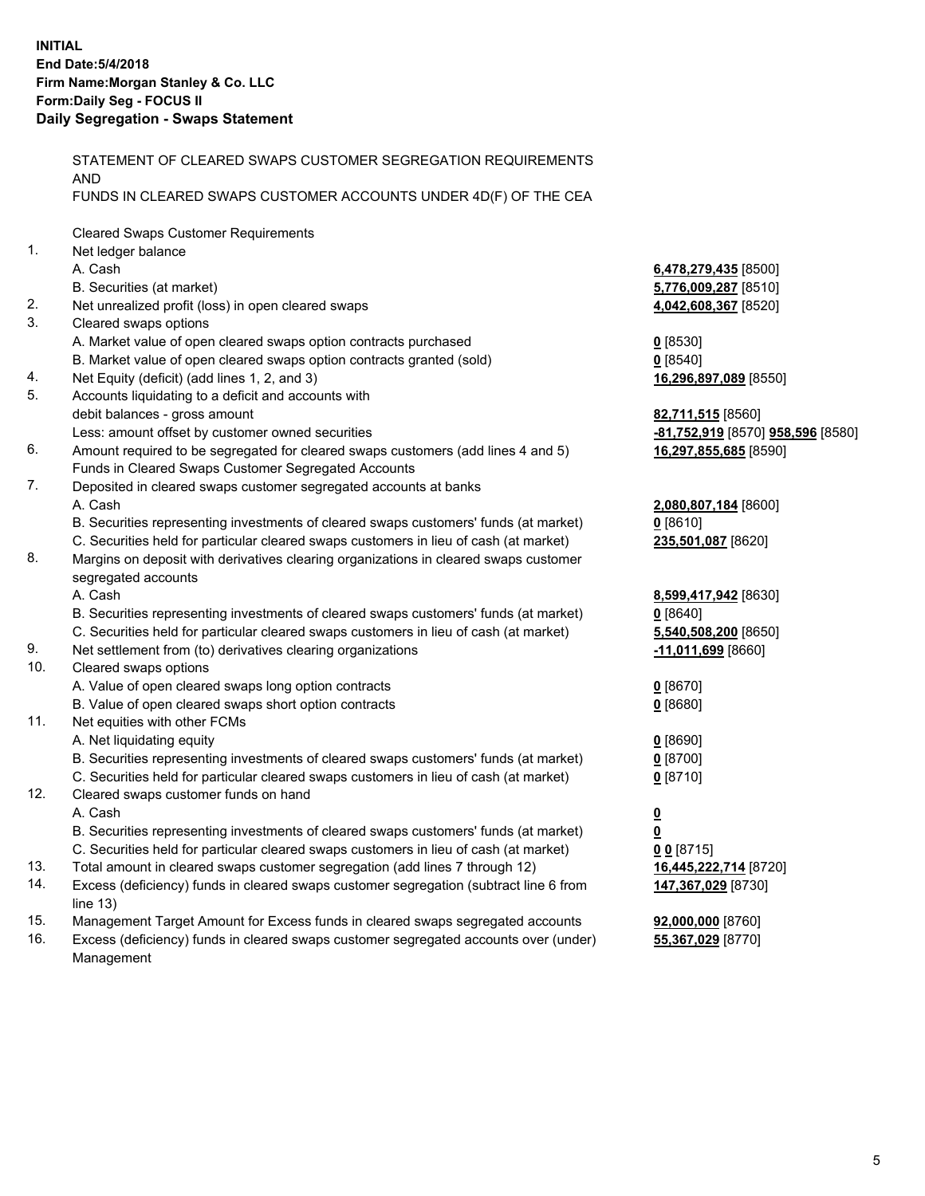**INITIAL**
**End Date:5/4/2018**
**Firm Name:Morgan Stanley & Co. LLC**
**Form:Daily Seg - FOCUS II**
**Daily Segregation - Swaps Statement**

STATEMENT OF CLEARED SWAPS CUSTOMER SEGREGATION REQUIREMENTS
AND
FUNDS IN CLEARED SWAPS CUSTOMER ACCOUNTS UNDER 4D(F) OF THE CEA

| | | |
|---|---|---|
| | Cleared Swaps Customer Requirements | |
| 1. | Net ledger balance | |
| | A. Cash | **6,478,279,435** [8500] |
| | B. Securities (at market) | **5,776,009,287** [8510] |
| 2. | Net unrealized profit (loss) in open cleared swaps | **4,042,608,367** [8520] |
| 3. | Cleared swaps options | |
| | A. Market value of open cleared swaps option contracts purchased | **0** [8530] |
| | B. Market value of open cleared swaps option contracts granted (sold) | **0** [8540] |
| 4. | Net Equity (deficit) (add lines 1, 2, and 3) | **16,296,897,089** [8550] |
| 5. | Accounts liquidating to a deficit and accounts with | |
| | debit balances - gross amount | **82,711,515** [8560] |
| | Less: amount offset by customer owned securities | **-81,752,919** [8570] **958,596** [8580] |
| 6. | Amount required to be segregated for cleared swaps customers (add lines 4 and 5) | **16,297,855,685** [8590] |
| | Funds in Cleared Swaps Customer Segregated Accounts | |
| 7. | Deposited in cleared swaps customer segregated accounts at banks | |
| | A. Cash | **2,080,807,184** [8600] |
| | B. Securities representing investments of cleared swaps customers' funds (at market) | **0** [8610] |
| | C. Securities held for particular cleared swaps customers in lieu of cash (at market) | **235,501,087** [8620] |
| 8. | Margins on deposit with derivatives clearing organizations in cleared swaps customer segregated accounts | |
| | A. Cash | **8,599,417,942** [8630] |
| | B. Securities representing investments of cleared swaps customers' funds (at market) | **0** [8640] |
| | C. Securities held for particular cleared swaps customers in lieu of cash (at market) | **5,540,508,200** [8650] |
| 9. | Net settlement from (to) derivatives clearing organizations | **-11,011,699** [8660] |
| 10. | Cleared swaps options | |
| | A. Value of open cleared swaps long option contracts | **0** [8670] |
| | B. Value of open cleared swaps short option contracts | **0** [8680] |
| 11. | Net equities with other FCMs | |
| | A. Net liquidating equity | **0** [8690] |
| | B. Securities representing investments of cleared swaps customers' funds (at market) | **0** [8700] |
| | C. Securities held for particular cleared swaps customers in lieu of cash (at market) | **0** [8710] |
| 12. | Cleared swaps customer funds on hand | |
| | A. Cash | **0** |
| | B. Securities representing investments of cleared swaps customers' funds (at market) | **0** |
| | C. Securities held for particular cleared swaps customers in lieu of cash (at market) | **0** **0** [8715] |
| 13. | Total amount in cleared swaps customer segregation (add lines 7 through 12) | **16,445,222,714** [8720] |
| 14. | Excess (deficiency) funds in cleared swaps customer segregation (subtract line 6 from line 13) | **147,367,029** [8730] |
| 15. | Management Target Amount for Excess funds in cleared swaps segregated accounts | **92,000,000** [8760] |
| 16. | Excess (deficiency) funds in cleared swaps customer segregated accounts over (under) Management | **55,367,029** [8770] |